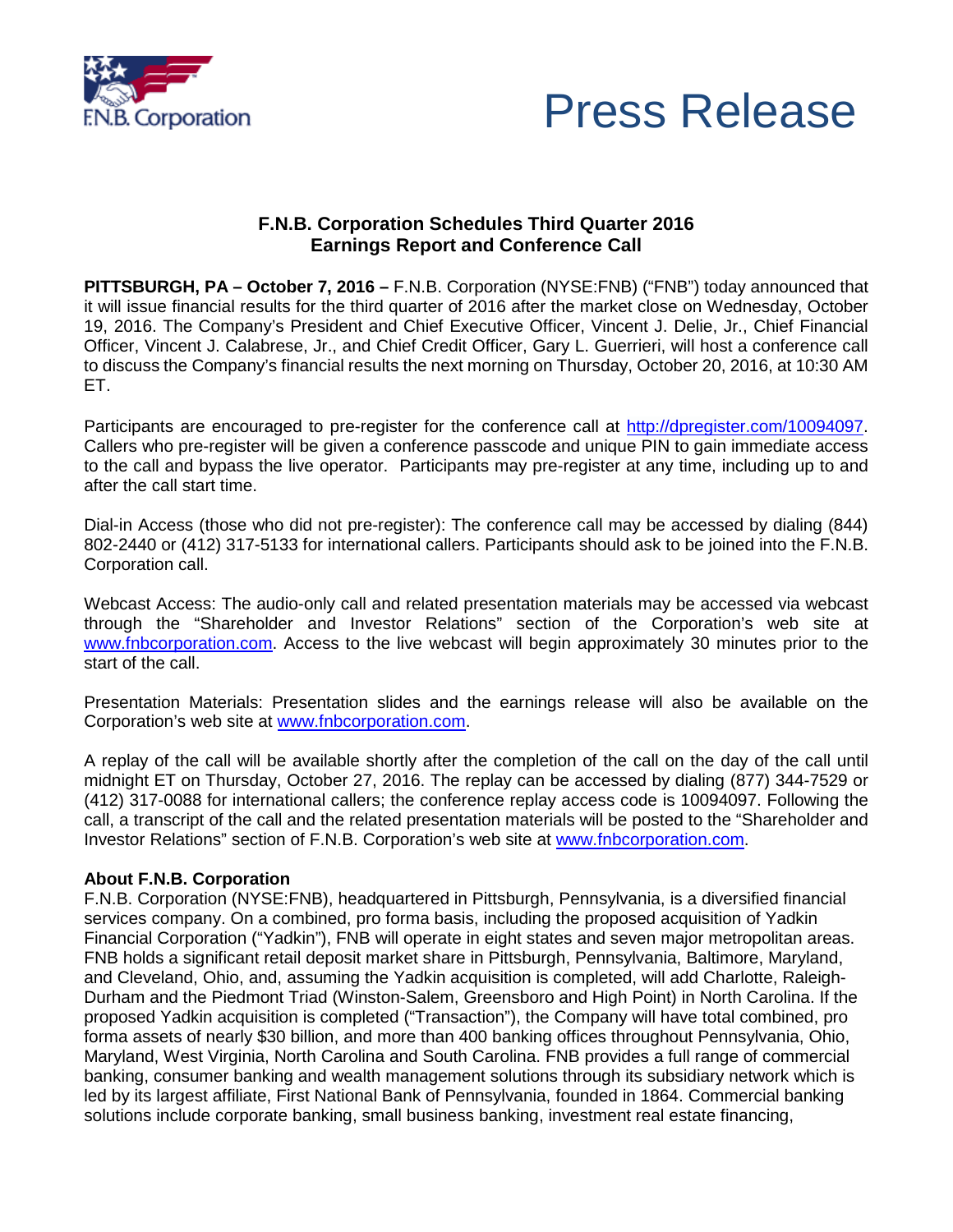F.N.B. Corporation

# Press Release

## F.N.B. Corporation Schedules Third Quarter 2016 Earnings Report and Conference Call

**PITTSBURGH, PA – October 7, 2016 –** F.N.B. Corporation (NYSE:FNB) ("FNB") today announced that it will issue financial results for the third quarter of 2016 after the market close on Wednesday, October 19, 2016. The Company's President and Chief Executive Officer, Vincent J. Delie, Jr., Chief Financial Officer, Vincent J. Calabrese, Jr., and Chief Credit Officer, Gary L. Guerrieri, will host a conference call to discuss the Company's financial results the next morning on Thursday, October 20, 2016, at 10:30 AM ET.

Participants are encouraged to pre-register for the conference call at http://dpregister.com/10094097. Callers who pre-register will be given a conference passcode and unique PIN to gain immediate access to the call and bypass the live operator. Participants may pre-register at any time, including up to and after the call start time.

Dial-in Access (those who did not pre-register): The conference call may be accessed by dialing (844) 802-2440 or (412) 317-5133 for international callers. Participants should ask to be joined into the F.N.B. Corporation call.

Webcast Access: The audio-only call and related presentation materials may be accessed via webcast through the "Shareholder and Investor Relations" section of the Corporation's web site at www.fnbcorporation.com. Access to the live webcast will begin approximately 30 minutes prior to the start of the call.

Presentation Materials: Presentation slides and the earnings release will also be available on the Corporation's web site at www.fnbcorporation.com.

A replay of the call will be available shortly after the completion of the call on the day of the call until midnight ET on Thursday, October 27, 2016. The replay can be accessed by dialing (877) 344-7529 or (412) 317-0088 for international callers; the conference replay access code is 10094097. Following the call, a transcript of the call and the related presentation materials will be posted to the "Shareholder and Investor Relations" section of F.N.B. Corporation's web site at www.fnbcorporation.com.

**About F.N.B. Corporation**

F.N.B. Corporation (NYSE:FNB), headquartered in Pittsburgh, Pennsylvania, is a diversified financial services company. On a combined, pro forma basis, including the proposed acquisition of Yadkin Financial Corporation ("Yadkin"), FNB will operate in eight states and seven major metropolitan areas. FNB holds a significant retail deposit market share in Pittsburgh, Pennsylvania, Baltimore, Maryland, and Cleveland, Ohio, and, assuming the Yadkin acquisition is completed, will add Charlotte, Raleigh-Durham and the Piedmont Triad (Winston-Salem, Greensboro and High Point) in North Carolina. If the proposed Yadkin acquisition is completed ("Transaction"), the Company will have total combined, pro forma assets of nearly $30 billion, and more than 400 banking offices throughout Pennsylvania, Ohio, Maryland, West Virginia, North Carolina and South Carolina. FNB provides a full range of commercial banking, consumer banking and wealth management solutions through its subsidiary network which is led by its largest affiliate, First National Bank of Pennsylvania, founded in 1864. Commercial banking solutions include corporate banking, small business banking, investment real estate financing,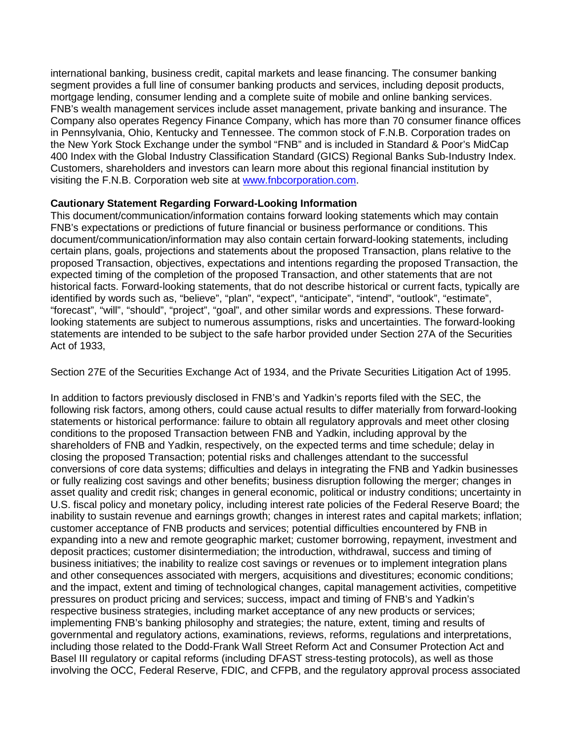international banking, business credit, capital markets and lease financing. The consumer banking segment provides a full line of consumer banking products and services, including deposit products, mortgage lending, consumer lending and a complete suite of mobile and online banking services. FNB's wealth management services include asset management, private banking and insurance. The Company also operates Regency Finance Company, which has more than 70 consumer finance offices in Pennsylvania, Ohio, Kentucky and Tennessee. The common stock of F.N.B. Corporation trades on the New York Stock Exchange under the symbol "FNB" and is included in Standard & Poor's MidCap 400 Index with the Global Industry Classification Standard (GICS) Regional Banks Sub-Industry Index. Customers, shareholders and investors can learn more about this regional financial institution by visiting the F.N.B. Corporation web site at www.fnbcorporation.com.

**Cautionary Statement Regarding Forward-Looking Information**

This document/communication/information contains forward looking statements which may contain FNB's expectations or predictions of future financial or business performance or conditions. This document/communication/information may also contain certain forward-looking statements, including certain plans, goals, projections and statements about the proposed Transaction, plans relative to the proposed Transaction, objectives, expectations and intentions regarding the proposed Transaction, the expected timing of the completion of the proposed Transaction, and other statements that are not historical facts. Forward-looking statements, that do not describe historical or current facts, typically are identified by words such as, "believe", "plan", "expect", "anticipate", "intend", "outlook", "estimate", "forecast", "will", "should", "project", "goal", and other similar words and expressions. These forward-looking statements are subject to numerous assumptions, risks and uncertainties. The forward-looking statements are intended to be subject to the safe harbor provided under Section 27A of the Securities Act of 1933,

Section 27E of the Securities Exchange Act of 1934, and the Private Securities Litigation Act of 1995.

In addition to factors previously disclosed in FNB's and Yadkin's reports filed with the SEC, the following risk factors, among others, could cause actual results to differ materially from forward-looking statements or historical performance: failure to obtain all regulatory approvals and meet other closing conditions to the proposed Transaction between FNB and Yadkin, including approval by the shareholders of FNB and Yadkin, respectively, on the expected terms and time schedule; delay in closing the proposed Transaction; potential risks and challenges attendant to the successful conversions of core data systems; difficulties and delays in integrating the FNB and Yadkin businesses or fully realizing cost savings and other benefits; business disruption following the merger; changes in asset quality and credit risk; changes in general economic, political or industry conditions; uncertainty in U.S. fiscal policy and monetary policy, including interest rate policies of the Federal Reserve Board; the inability to sustain revenue and earnings growth; changes in interest rates and capital markets; inflation; customer acceptance of FNB products and services; potential difficulties encountered by FNB in expanding into a new and remote geographic market; customer borrowing, repayment, investment and deposit practices; customer disintermediation; the introduction, withdrawal, success and timing of business initiatives; the inability to realize cost savings or revenues or to implement integration plans and other consequences associated with mergers, acquisitions and divestitures; economic conditions; and the impact, extent and timing of technological changes, capital management activities, competitive pressures on product pricing and services; success, impact and timing of FNB's and Yadkin's respective business strategies, including market acceptance of any new products or services; implementing FNB's banking philosophy and strategies; the nature, extent, timing and results of governmental and regulatory actions, examinations, reviews, reforms, regulations and interpretations, including those related to the Dodd-Frank Wall Street Reform Act and Consumer Protection Act and Basel III regulatory or capital reforms (including DFAST stress-testing protocols), as well as those involving the OCC, Federal Reserve, FDIC, and CFPB, and the regulatory approval process associated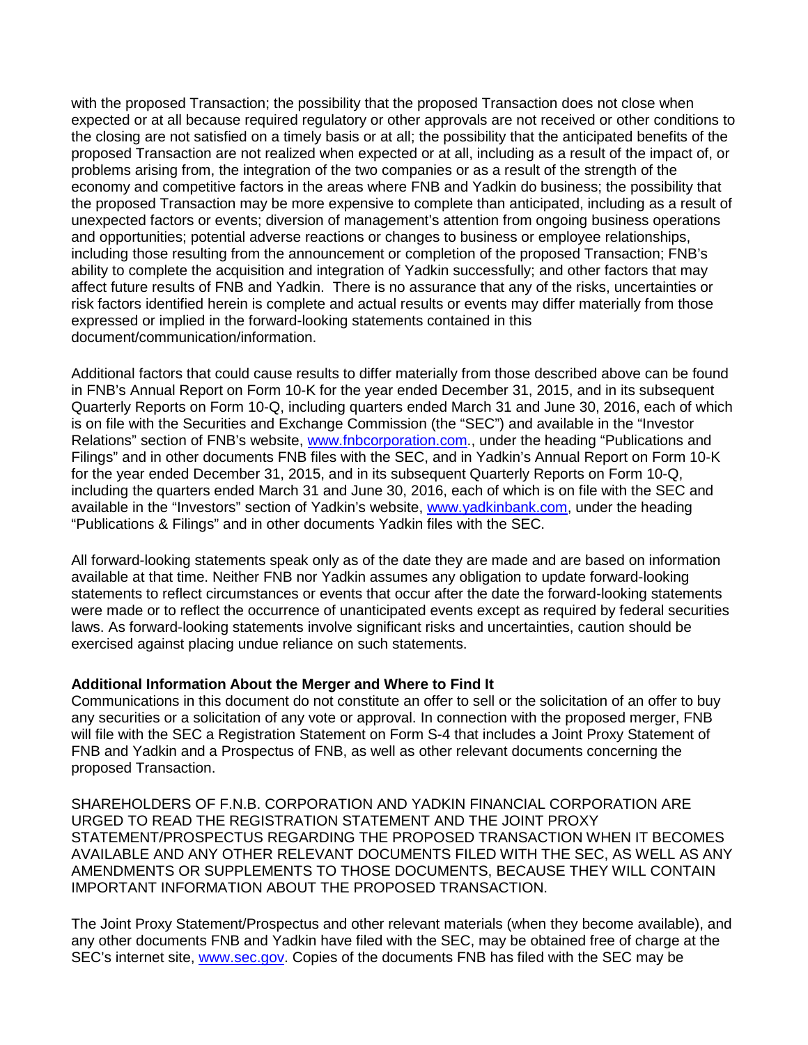with the proposed Transaction; the possibility that the proposed Transaction does not close when expected or at all because required regulatory or other approvals are not received or other conditions to the closing are not satisfied on a timely basis or at all; the possibility that the anticipated benefits of the proposed Transaction are not realized when expected or at all, including as a result of the impact of, or problems arising from, the integration of the two companies or as a result of the strength of the economy and competitive factors in the areas where FNB and Yadkin do business; the possibility that the proposed Transaction may be more expensive to complete than anticipated, including as a result of unexpected factors or events; diversion of management's attention from ongoing business operations and opportunities; potential adverse reactions or changes to business or employee relationships, including those resulting from the announcement or completion of the proposed Transaction; FNB's ability to complete the acquisition and integration of Yadkin successfully; and other factors that may affect future results of FNB and Yadkin. There is no assurance that any of the risks, uncertainties or risk factors identified herein is complete and actual results or events may differ materially from those expressed or implied in the forward-looking statements contained in this document/communication/information.

Additional factors that could cause results to differ materially from those described above can be found in FNB's Annual Report on Form 10-K for the year ended December 31, 2015, and in its subsequent Quarterly Reports on Form 10-Q, including quarters ended March 31 and June 30, 2016, each of which is on file with the Securities and Exchange Commission (the "SEC") and available in the "Investor Relations" section of FNB's website, www.fnbcorporation.com., under the heading "Publications and Filings" and in other documents FNB files with the SEC, and in Yadkin's Annual Report on Form 10-K for the year ended December 31, 2015, and in its subsequent Quarterly Reports on Form 10-Q, including the quarters ended March 31 and June 30, 2016, each of which is on file with the SEC and available in the "Investors" section of Yadkin's website, www.yadkinbank.com, under the heading "Publications & Filings" and in other documents Yadkin files with the SEC.

All forward-looking statements speak only as of the date they are made and are based on information available at that time. Neither FNB nor Yadkin assumes any obligation to update forward-looking statements to reflect circumstances or events that occur after the date the forward-looking statements were made or to reflect the occurrence of unanticipated events except as required by federal securities laws. As forward-looking statements involve significant risks and uncertainties, caution should be exercised against placing undue reliance on such statements.

**Additional Information About the Merger and Where to Find It**

Communications in this document do not constitute an offer to sell or the solicitation of an offer to buy any securities or a solicitation of any vote or approval. In connection with the proposed merger, FNB will file with the SEC a Registration Statement on Form S-4 that includes a Joint Proxy Statement of FNB and Yadkin and a Prospectus of FNB, as well as other relevant documents concerning the proposed Transaction.

SHAREHOLDERS OF F.N.B. CORPORATION AND YADKIN FINANCIAL CORPORATION ARE URGED TO READ THE REGISTRATION STATEMENT AND THE JOINT PROXY STATEMENT/PROSPECTUS REGARDING THE PROPOSED TRANSACTION WHEN IT BECOMES AVAILABLE AND ANY OTHER RELEVANT DOCUMENTS FILED WITH THE SEC, AS WELL AS ANY AMENDMENTS OR SUPPLEMENTS TO THOSE DOCUMENTS, BECAUSE THEY WILL CONTAIN IMPORTANT INFORMATION ABOUT THE PROPOSED TRANSACTION.

The Joint Proxy Statement/Prospectus and other relevant materials (when they become available), and any other documents FNB and Yadkin have filed with the SEC, may be obtained free of charge at the SEC's internet site, www.sec.gov. Copies of the documents FNB has filed with the SEC may be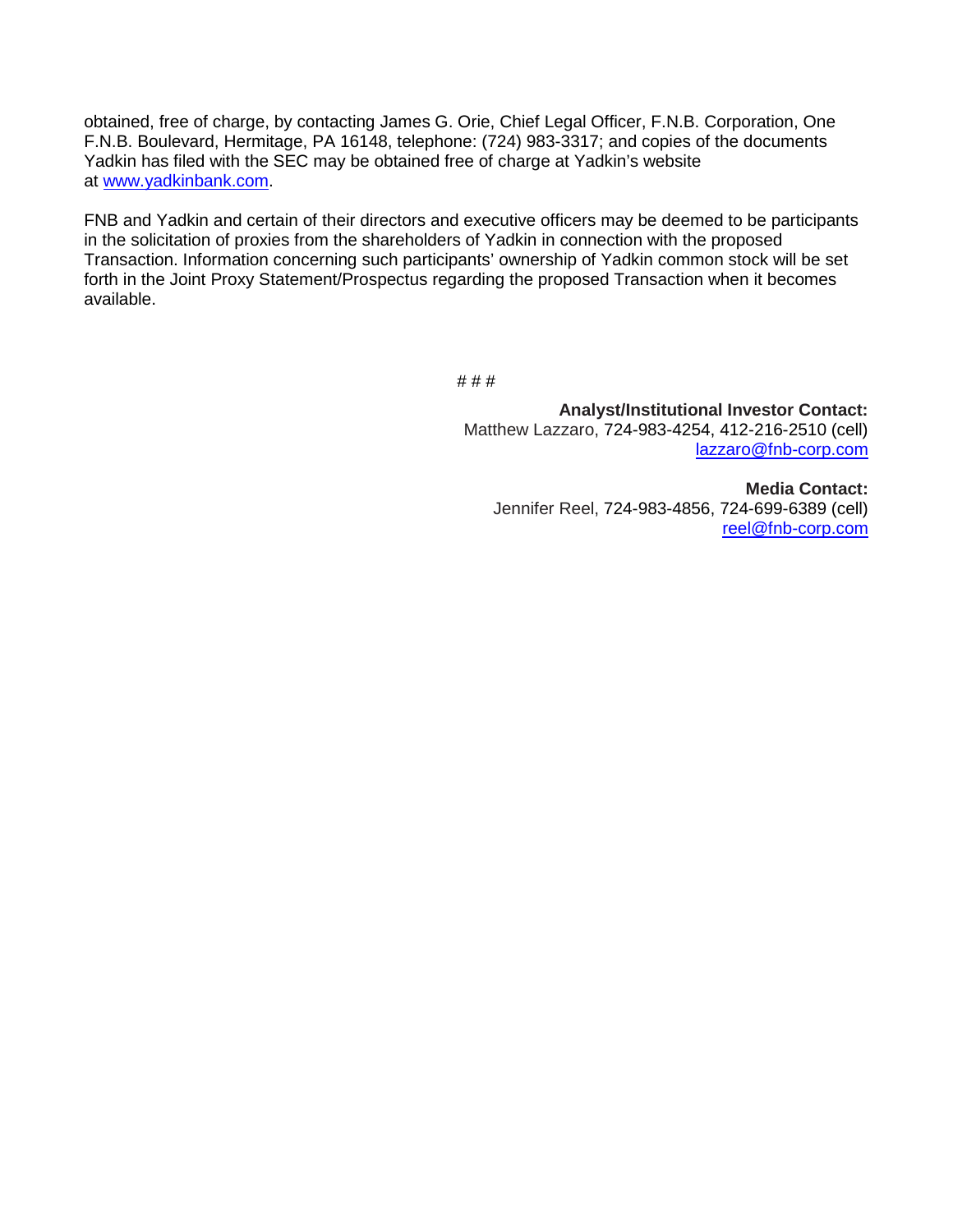obtained, free of charge, by contacting James G. Orie, Chief Legal Officer, F.N.B. Corporation, One F.N.B. Boulevard, Hermitage, PA 16148, telephone: (724) 983-3317; and copies of the documents Yadkin has filed with the SEC may be obtained free of charge at Yadkin's website at www.yadkinbank.com.

FNB and Yadkin and certain of their directors and executive officers may be deemed to be participants in the solicitation of proxies from the shareholders of Yadkin in connection with the proposed Transaction. Information concerning such participants' ownership of Yadkin common stock will be set forth in the Joint Proxy Statement/Prospectus regarding the proposed Transaction when it becomes available.

# # #

**Analyst/Institutional Investor Contact:**
Matthew Lazzaro, 724-983-4254, 412-216-2510 (cell)
lazzaro@fnb-corp.com

**Media Contact:**
Jennifer Reel, 724-983-4856, 724-699-6389 (cell)
reel@fnb-corp.com